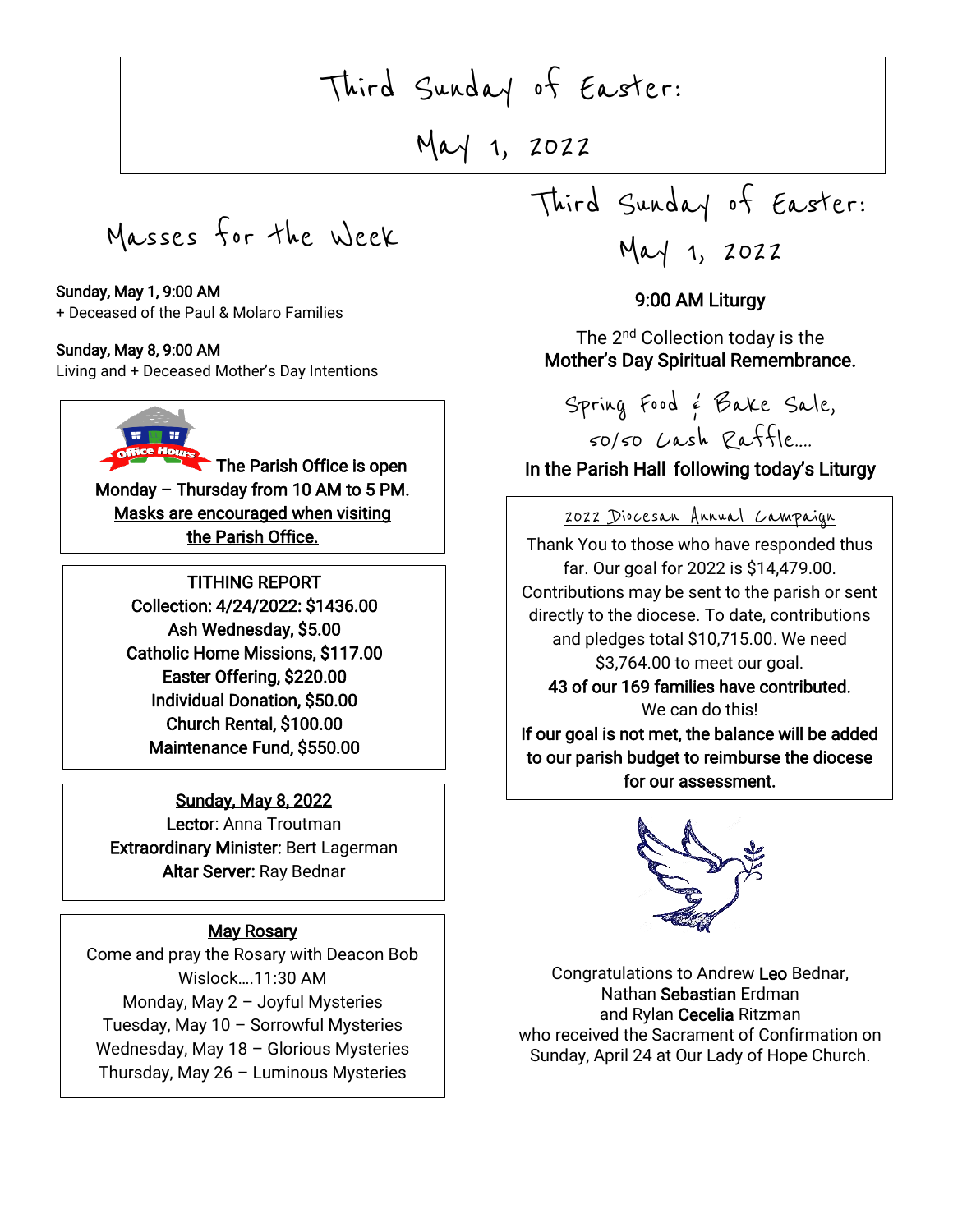# Third Sunday of Easter:
# May 1, 2022

## Masses for the Week

**Sunday, May 1, 9:00 AM**
+ Deceased of the Paul & Molaro Families

**Sunday, May 8, 9:00 AM**
Living and + Deceased Mother's Day Intentions

**The Parish Office is open Monday – Thursday from 10 AM to 5 PM.**
**Masks are encouraged when visiting the Parish Office.**

**TITHING REPORT**
**Collection: 4/24/2022: $1436.00**
**Ash Wednesday, $5.00**
**Catholic Home Missions, $117.00**
**Easter Offering, $220.00**
**Individual Donation, $50.00**
**Church Rental, $100.00**
**Maintenance Fund, $550.00**

**Sunday, May 8, 2022**
**Lector**: Anna Troutman
**Extraordinary Minister:** Bert Lagerman
**Altar Server:** Ray Bednar

**May Rosary**
Come and pray the Rosary with Deacon Bob Wislock….11:30 AM
Monday, May 2 – Joyful Mysteries
Tuesday, May 10 – Sorrowful Mysteries
Wednesday, May 18 – Glorious Mysteries
Thursday, May 26 – Luminous Mysteries

## Third Sunday of Easter:
## May 1, 2022

**9:00 AM Liturgy**

The 2nd Collection today is the
**Mother's Day Spiritual Remembrance.**

Spring Food & Bake Sale,
50/50 Cash Raffle….
**In the Parish Hall following today's Liturgy**

**2022 Diocesan Annual Campaign**

Thank You to those who have responded thus far. Our goal for 2022 is $14,479.00. Contributions may be sent to the parish or sent directly to the diocese. To date, contributions and pledges total $10,715.00. We need $3,764.00 to meet our goal.
**43 of our 169 families have contributed.**
We can do this!
**If our goal is not met, the balance will be added to our parish budget to reimburse the diocese for our assessment.**

Congratulations to Andrew **Leo** Bednar,
Nathan **Sebastian** Erdman
and Rylan **Cecelia** Ritzman
who received the Sacrament of Confirmation on Sunday, April 24 at Our Lady of Hope Church.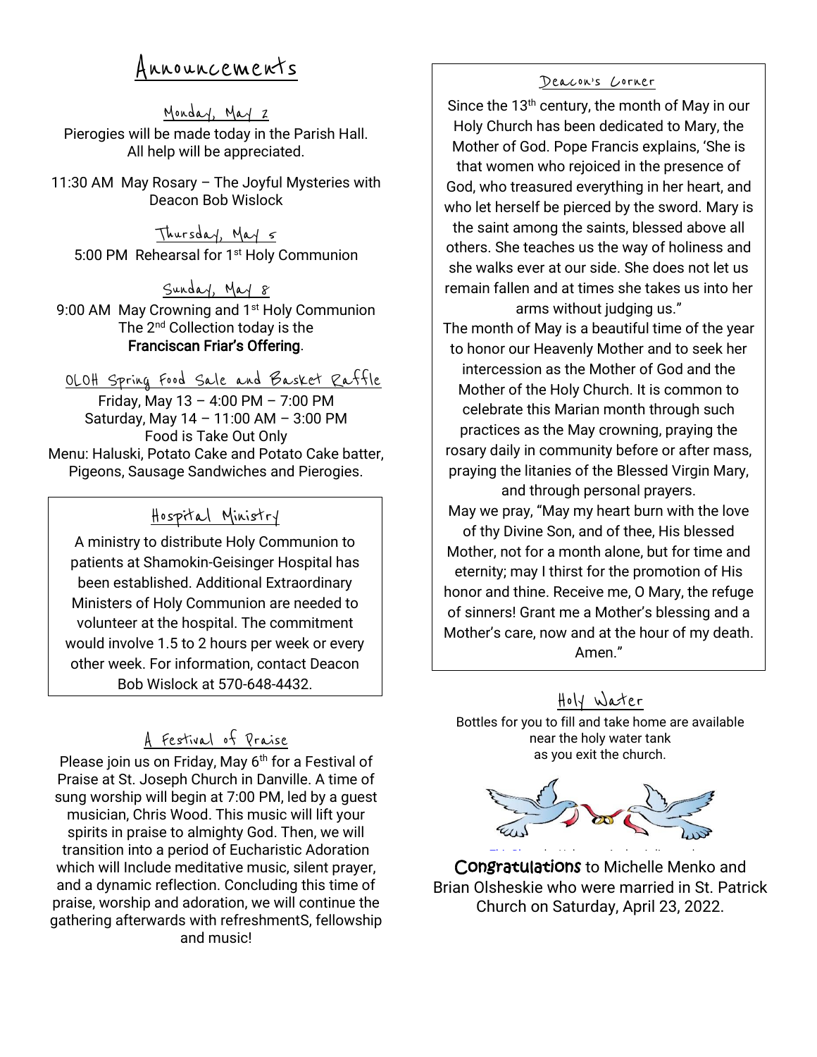# Announcements

## Monday, May 2

Pierogies will be made today in the Parish Hall. All help will be appreciated.

11:30 AM May Rosary – The Joyful Mysteries with Deacon Bob Wislock

## Thursday, May 5

5:00 PM Rehearsal for 1st Holy Communion

## Sunday, May 8

9:00 AM May Crowning and 1st Holy Communion
The 2nd Collection today is the **Franciscan Friar's Offering**.

## OLOH Spring Food Sale and Basket Raffle

Friday, May 13 – 4:00 PM – 7:00 PM
Saturday, May 14 – 11:00 AM – 3:00 PM
Food is Take Out Only
Menu: Haluski, Potato Cake and Potato Cake batter, Pigeons, Sausage Sandwiches and Pierogies.

## Hospital Ministry

A ministry to distribute Holy Communion to patients at Shamokin-Geisinger Hospital has been established. Additional Extraordinary Ministers of Holy Communion are needed to volunteer at the hospital. The commitment would involve 1.5 to 2 hours per week or every other week. For information, contact Deacon Bob Wislock at 570-648-4432.

## A Festival of Praise

Please join us on Friday, May 6th for a Festival of Praise at St. Joseph Church in Danville. A time of sung worship will begin at 7:00 PM, led by a guest musician, Chris Wood. This music will lift your spirits in praise to almighty God. Then, we will transition into a period of Eucharistic Adoration which will Include meditative music, silent prayer, and a dynamic reflection. Concluding this time of praise, worship and adoration, we will continue the gathering afterwards with refreshmentS, fellowship and music!

## Deacon's Corner

Since the 13th century, the month of May in our Holy Church has been dedicated to Mary, the Mother of God. Pope Francis explains, 'She is that women who rejoiced in the presence of God, who treasured everything in her heart, and who let herself be pierced by the sword. Mary is the saint among the saints, blessed above all others. She teaches us the way of holiness and she walks ever at our side. She does not let us remain fallen and at times she takes us into her arms without judging us."

The month of May is a beautiful time of the year to honor our Heavenly Mother and to seek her intercession as the Mother of God and the Mother of the Holy Church. It is common to celebrate this Marian month through such practices as the May crowning, praying the rosary daily in community before or after mass, praying the litanies of the Blessed Virgin Mary, and through personal prayers.

May we pray, "May my heart burn with the love of thy Divine Son, and of thee, His blessed Mother, not for a month alone, but for time and eternity; may I thirst for the promotion of His honor and thine. Receive me, O Mary, the refuge of sinners! Grant me a Mother's blessing and a Mother's care, now and at the hour of my death. Amen."

## Holy Water

Bottles for you to fill and take home are available near the holy water tank as you exit the church.

**Congratulations** to Michelle Menko and Brian Olsheskie who were married in St. Patrick Church on Saturday, April 23, 2022.